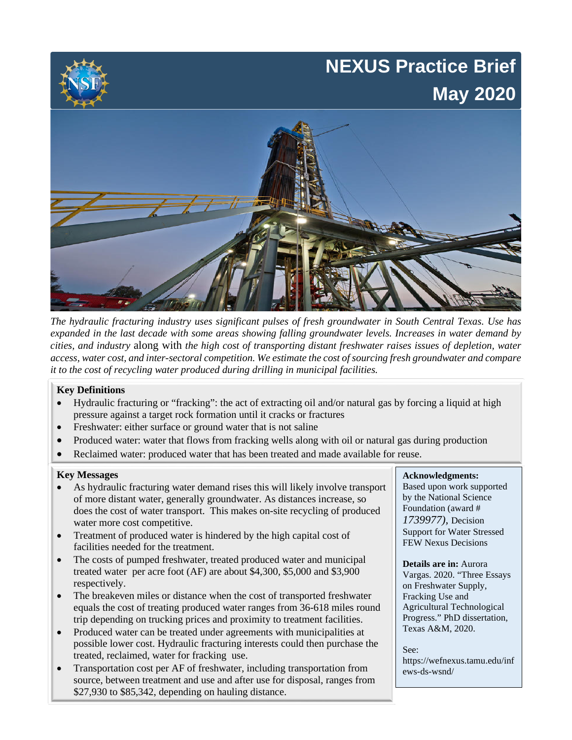# NEXUS Practice Brief

## May 2020

*The hydraulic fracturing industry uses significant pulses of fresh groundwater in South Central Texas. Use has expanded in the last decade with some areas showing falling groundwater levels. Increases in water demand by cities, and industry* along with *the high cost of transporting distant freshwater raises issues of depletion, water access, water cost, and inter-sectoral competition. We estimate the cost of sourcing fresh groundwater and compare it to the cost of recycling water produced during drilling in municipal facilities.*

**Key Definitions**

- Hydraulic fracturing or "fracking": the act of extracting oil and/or natural gas by forcing a liquid at high pressure against a target rock formation until it cracks or fractures
- Freshwater: either surface or ground water that is not saline
- Produced water: water that flows from fracking wells along with oil or natural gas during production
- Reclaimed water: produced water that has been treated and made available for reuse.

**Key Messages**

- As hydraulic fracturing water demand rises this will likely involve transport of more distant water, generally groundwater. As distances increase, so does the cost of water transport. This makes on-site recycling of produced water more cost competitive.
- Treatment of produced water is hindered by the high capital cost of facilities needed for the treatment.
- The costs of pumped freshwater, treated produced water and municipal treated water per acre foot (AF) are about $4,300, $5,000 and $3,900 respectively.
- The breakeven miles or distance when the cost of transported freshwater equals the cost of treating produced water ranges from 36-618 miles round trip depending on trucking prices and proximity to treatment facilities.
- Produced water can be treated under agreements with municipalities at possible lower cost. Hydraulic fracturing interests could then purchase the treated, reclaimed, water for fracking use.
- Transportation cost per AF of freshwater, including transportation from source, between treatment and use and after use for disposal, ranges from $27,930 to $85,342, depending on hauling distance.

**Acknowledgments:** Based upon work supported by the National Science Foundation (award # *1739977)*, Decision Support for Water Stressed FEW Nexus Decisions

**Details are in:** Aurora Vargas. 2020. "Three Essays on Freshwater Supply, Fracking Use and Agricultural Technological Progress." PhD dissertation, Texas A&M, 2020.

See: https://wefnexus.tamu.edu/infews-ds-wsnd/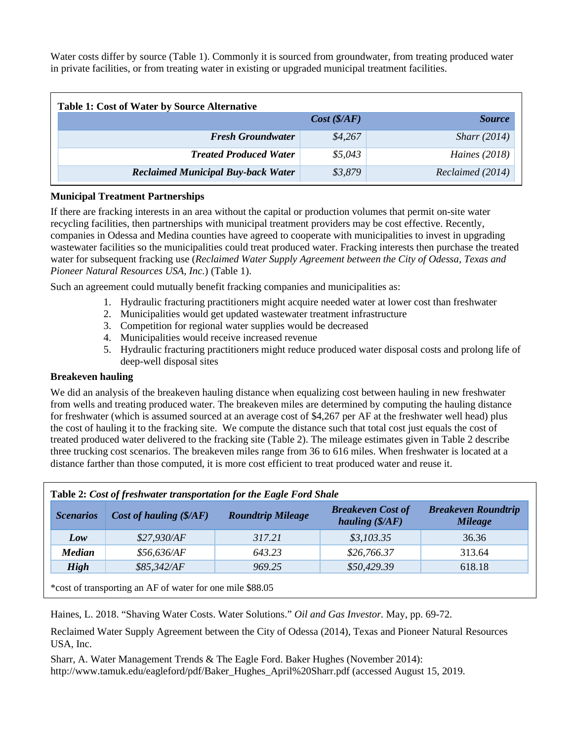Water costs differ by source (Table 1). Commonly it is sourced from groundwater, from treating produced water in private facilities, or from treating water in existing or upgraded municipal treatment facilities.

**Table 1: Cost of Water by Source Alternative**

| | ***Cost ($/AF)*** | ***Source*** |
|---|---|---|
| ***Fresh Groundwater*** | *$4,267* | *Sharr (2014)* |
| ***Treated Produced Water*** | *$5,043* | *Haines (2018)* |
| ***Reclaimed Municipal Buy-back Water*** | *$3,879* | *Reclaimed (2014)* |

**Municipal Treatment Partnerships**

If there are fracking interests in an area without the capital or production volumes that permit on-site water recycling facilities, then partnerships with municipal treatment providers may be cost effective. Recently, companies in Odessa and Medina counties have agreed to cooperate with municipalities to invest in upgrading wastewater facilities so the municipalities could treat produced water. Fracking interests then purchase the treated water for subsequent fracking use (*Reclaimed Water Supply Agreement between the City of Odessa, Texas and Pioneer Natural Resources USA, Inc.*) (Table 1).

Such an agreement could mutually benefit fracking companies and municipalities as:

1. Hydraulic fracturing practitioners might acquire needed water at lower cost than freshwater
2. Municipalities would get updated wastewater treatment infrastructure
3. Competition for regional water supplies would be decreased
4. Municipalities would receive increased revenue
5. Hydraulic fracturing practitioners might reduce produced water disposal costs and prolong life of deep-well disposal sites

**Breakeven hauling**

We did an analysis of the breakeven hauling distance when equalizing cost between hauling in new freshwater from wells and treating produced water. The breakeven miles are determined by computing the hauling distance for freshwater (which is assumed sourced at an average cost of $4,267 per AF at the freshwater well head) plus the cost of hauling it to the fracking site. We compute the distance such that total cost just equals the cost of treated produced water delivered to the fracking site (Table 2). The mileage estimates given in Table 2 describe three trucking cost scenarios. The breakeven miles range from 36 to 616 miles. When freshwater is located at a distance farther than those computed, it is more cost efficient to treat produced water and reuse it.

**Table 2:** *Cost of freshwater transportation for the Eagle Ford Shale*

| ***Scenarios*** | ***Cost of hauling ($/AF)*** | ***Roundtrip Mileage*** | ***Breakeven Cost of hauling ($/AF)*** | ***Breakeven Roundtrip Mileage*** |
|---|---|---|---|---|
| ***Low*** | *$27,930/AF* | *317.21* | *$3,103.35* | 36.36 |
| ***Median*** | *$56,636/AF* | *643.23* | *$26,766.37* | 313.64 |
| ***High*** | *$85,342/AF* | *969.25* | *$50,429.39* | 618.18 |

*cost of transporting an AF of water for one mile $88.05

Haines, L. 2018. "Shaving Water Costs. Water Solutions." *Oil and Gas Investor.* May, pp. 69-72.

Reclaimed Water Supply Agreement between the City of Odessa (2014), Texas and Pioneer Natural Resources USA, Inc.

Sharr, A. Water Management Trends & The Eagle Ford. Baker Hughes (November 2014): http://www.tamuk.edu/eagleford/pdf/Baker_Hughes_April%20Sharr.pdf (accessed August 15, 2019.